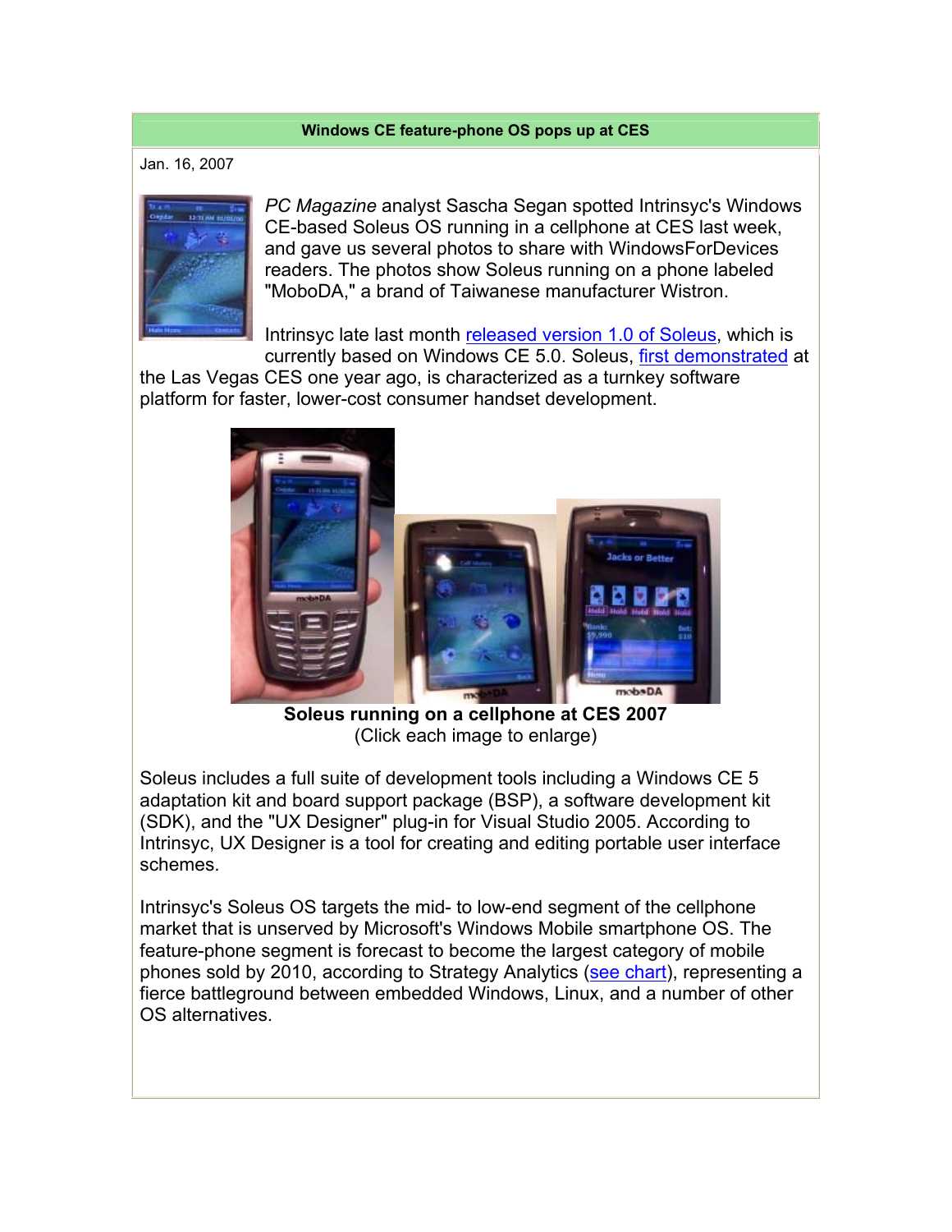## Windows CE feature-phone OS pops up at CES

Jan. 16, 2007

*PC Magazine* analyst Sascha Segan spotted Intrinsyc's Windows CE-based Soleus OS running in a cellphone at CES last week, and gave us several photos to share with WindowsForDevices readers. The photos show Soleus running on a phone labeled "MoboDA," a brand of Taiwanese manufacturer Wistron.

Intrinsyc late last month released version 1.0 of Soleus, which is currently based on Windows CE 5.0. Soleus, first demonstrated at the Las Vegas CES one year ago, is characterized as a turnkey software platform for faster, lower-cost consumer handset development.

**Soleus running on a cellphone at CES 2007**
(Click each image to enlarge)

Soleus includes a full suite of development tools including a Windows CE 5 adaptation kit and board support package (BSP), a software development kit (SDK), and the "UX Designer" plug-in for Visual Studio 2005. According to Intrinsyc, UX Designer is a tool for creating and editing portable user interface schemes.

Intrinsyc's Soleus OS targets the mid- to low-end segment of the cellphone market that is unserved by Microsoft's Windows Mobile smartphone OS. The feature-phone segment is forecast to become the largest category of mobile phones sold by 2010, according to Strategy Analytics (see chart), representing a fierce battleground between embedded Windows, Linux, and a number of other OS alternatives.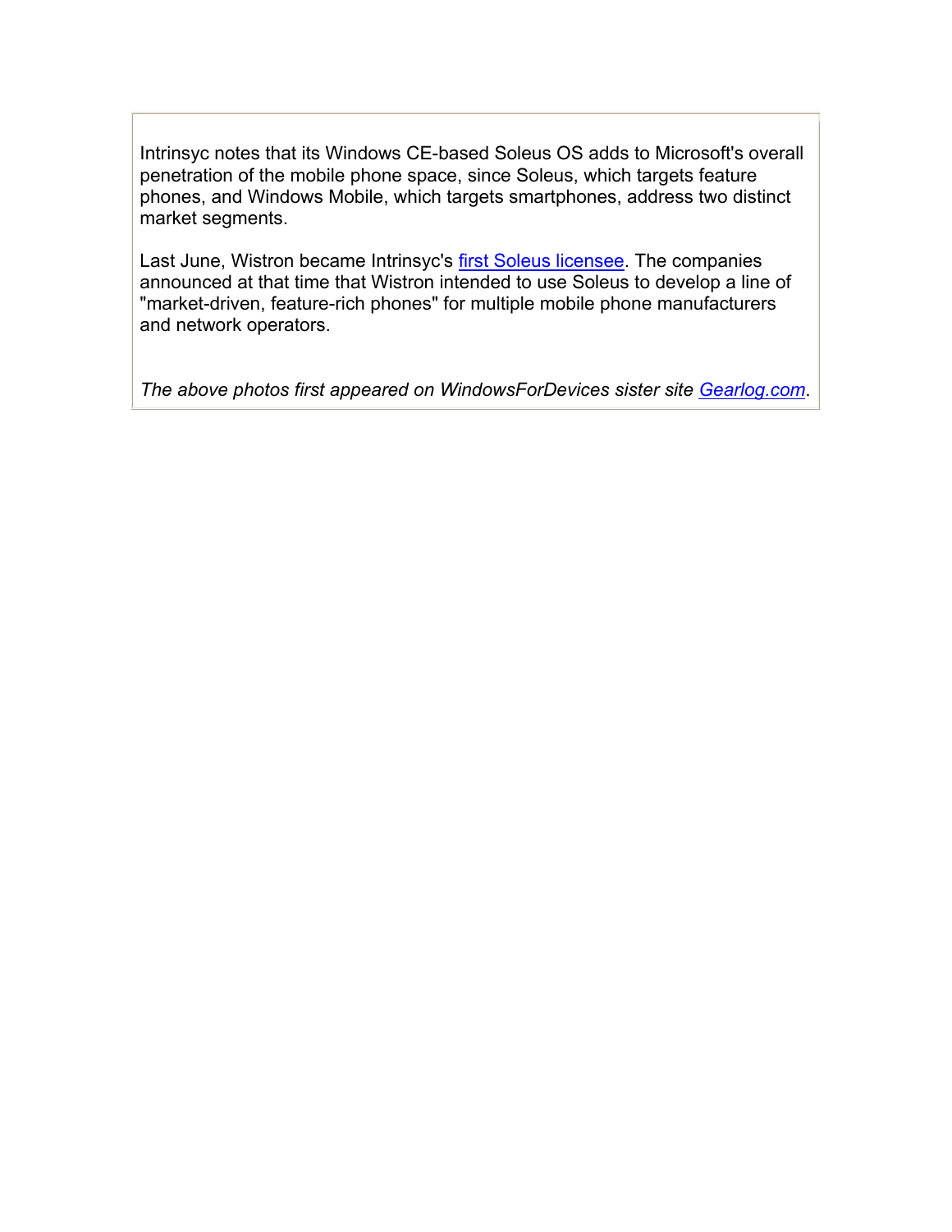Intrinsyc notes that its Windows CE-based Soleus OS adds to Microsoft's overall penetration of the mobile phone space, since Soleus, which targets feature phones, and Windows Mobile, which targets smartphones, address two distinct market segments.

Last June, Wistron became Intrinsyc's first Soleus licensee. The companies announced at that time that Wistron intended to use Soleus to develop a line of "market-driven, feature-rich phones" for multiple mobile phone manufacturers and network operators.

*The above photos first appeared on WindowsForDevices sister site Gearlog.com.*